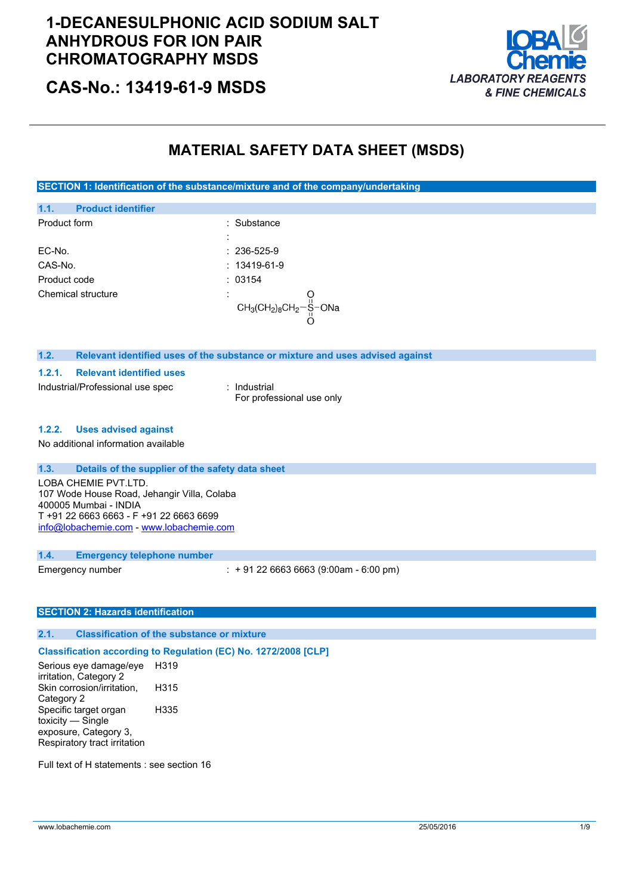# 1-DECANESULPHONIC ACID SODIUM SALT ANHYDROUS FOR ION PAIR CHROMATOGRAPHY MSDS

## CAS-No.: 13419-61-9 MSDS

LOBA Chemie
*LABORATORY REAGENTS & FINE CHEMICALS*

# MATERIAL SAFETY DATA SHEET (MSDS)

## SECTION 1: Identification of the substance/mixture and of the company/undertaking

### 1.1. Product identifier

| | |
|---|---|
| Product form | : Substance |
| | : |
| EC-No. | : 236-525-9 |
| CAS-No. | : 13419-61-9 |
| Product code | : 03154 |
| Chemical structure | : $CH_3(CH_2)_8CH_2-S(=O)_2-ONa$ |

### 1.2. Relevant identified uses of the substance or mixture and uses advised against

#### 1.2.1. Relevant identified uses

Industrial/Professional use spec : Industrial
For professional use only

#### 1.2.2. Uses advised against

No additional information available

### 1.3. Details of the supplier of the safety data sheet

LOBA CHEMIE PVT.LTD.
107 Wode House Road, Jehangir Villa, Colaba
400005 Mumbai - INDIA
T +91 22 6663 6663 - F +91 22 6663 6699
info@lobachemie.com - www.lobachemie.com

### 1.4. Emergency telephone number

Emergency number : + 91 22 6663 6663 (9:00am - 6:00 pm)

## SECTION 2: Hazards identification

### 2.1. Classification of the substance or mixture

**Classification according to Regulation (EC) No. 1272/2008 [CLP]**

| | |
|---|---|
| Serious eye damage/eye irritation, Category 2 | H319 |
| Skin corrosion/irritation, Category 2 | H315 |
| Specific target organ toxicity — Single exposure, Category 3, Respiratory tract irritation | H335 |

Full text of H statements : see section 16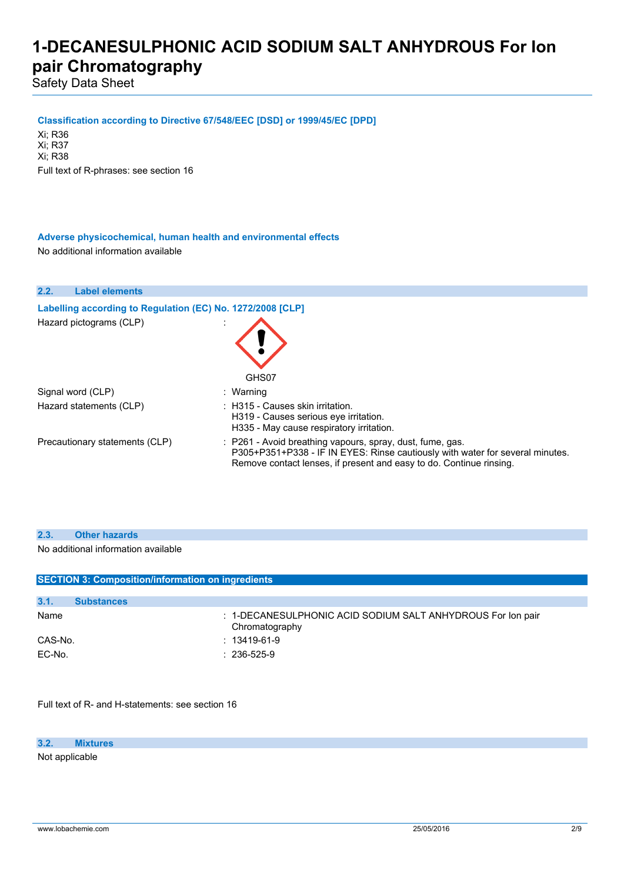**Classification according to Directive 67/548/EEC [DSD] or 1999/45/EC [DPD]**

Xi; R36
Xi; R37
Xi; R38

Full text of R-phrases: see section 16

**Adverse physicochemical, human health and environmental effects**

No additional information available

### 2.2. Label elements

**Labelling according to Regulation (EC) No. 1272/2008 [CLP]**

Hazard pictograms (CLP) :

GHS07

Signal word (CLP) : Warning

Hazard statements (CLP) : H315 - Causes skin irritation.
H319 - Causes serious eye irritation.
H335 - May cause respiratory irritation.

Precautionary statements (CLP) : P261 - Avoid breathing vapours, spray, dust, fume, gas.
P305+P351+P338 - IF IN EYES: Rinse cautiously with water for several minutes. Remove contact lenses, if present and easy to do. Continue rinsing.

### 2.3. Other hazards

No additional information available

## SECTION 3: Composition/information on ingredients

### 3.1. Substances

Name : 1-DECANESULPHONIC ACID SODIUM SALT ANHYDROUS For Ion pair Chromatography

CAS-No. : 13419-61-9

EC-No. : 236-525-9

Full text of R- and H-statements: see section 16

### 3.2. Mixtures

Not applicable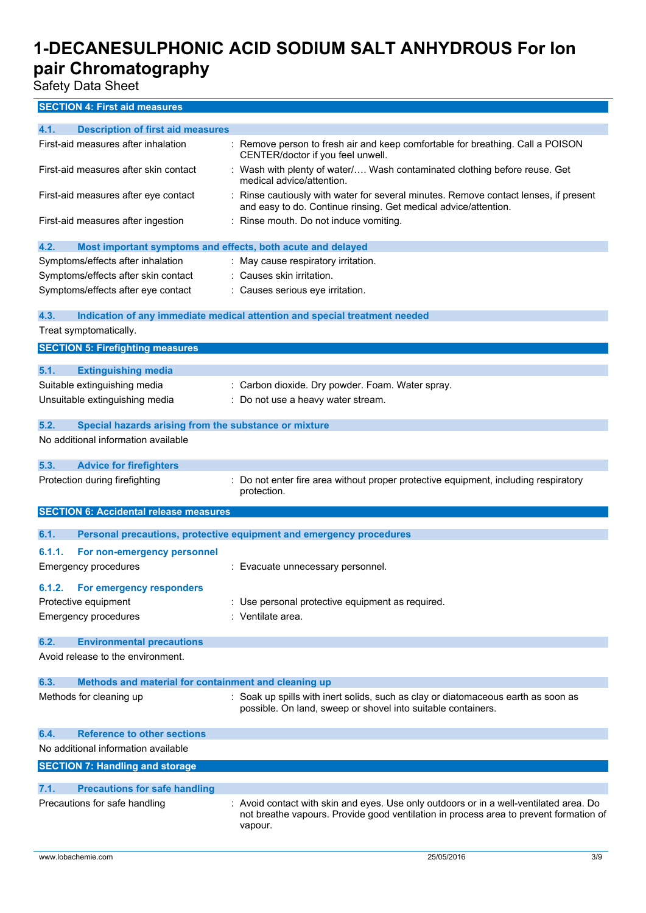## SECTION 4: First aid measures

### 4.1. Description of first aid measures

| | |
|---|---|
| First-aid measures after inhalation | : Remove person to fresh air and keep comfortable for breathing. Call a POISON CENTER/doctor if you feel unwell. |
| First-aid measures after skin contact | : Wash with plenty of water/…. Wash contaminated clothing before reuse. Get medical advice/attention. |
| First-aid measures after eye contact | : Rinse cautiously with water for several minutes. Remove contact lenses, if present and easy to do. Continue rinsing. Get medical advice/attention. |
| First-aid measures after ingestion | : Rinse mouth. Do not induce vomiting. |

### 4.2. Most important symptoms and effects, both acute and delayed

| | |
|---|---|
| Symptoms/effects after inhalation | : May cause respiratory irritation. |
| Symptoms/effects after skin contact | : Causes skin irritation. |
| Symptoms/effects after eye contact | : Causes serious eye irritation. |

### 4.3. Indication of any immediate medical attention and special treatment needed

Treat symptomatically.

## SECTION 5: Firefighting measures

### 5.1. Extinguishing media

| | |
|---|---|
| Suitable extinguishing media | : Carbon dioxide. Dry powder. Foam. Water spray. |
| Unsuitable extinguishing media | : Do not use a heavy water stream. |

### 5.2. Special hazards arising from the substance or mixture

No additional information available

### 5.3. Advice for firefighters

| | |
|---|---|
| Protection during firefighting | : Do not enter fire area without proper protective equipment, including respiratory protection. |

## SECTION 6: Accidental release measures

### 6.1. Personal precautions, protective equipment and emergency procedures

#### 6.1.1. For non-emergency personnel

| | |
|---|---|
| Emergency procedures | : Evacuate unnecessary personnel. |

#### 6.1.2. For emergency responders

| | |
|---|---|
| Protective equipment | : Use personal protective equipment as required. |
| Emergency procedures | : Ventilate area. |

### 6.2. Environmental precautions

Avoid release to the environment.

### 6.3. Methods and material for containment and cleaning up

| | |
|---|---|
| Methods for cleaning up | : Soak up spills with inert solids, such as clay or diatomaceous earth as soon as possible. On land, sweep or shovel into suitable containers. |

### 6.4. Reference to other sections

No additional information available

## SECTION 7: Handling and storage

### 7.1. Precautions for safe handling

| | |
|---|---|
| Precautions for safe handling | : Avoid contact with skin and eyes. Use only outdoors or in a well-ventilated area. Do not breathe vapours. Provide good ventilation in process area to prevent formation of vapour. |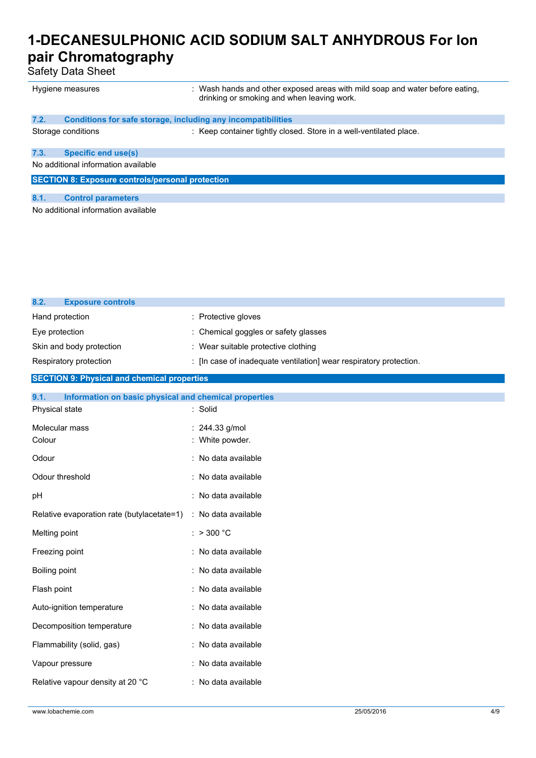| | |
|---|---|
| Hygiene measures | : Wash hands and other exposed areas with mild soap and water before eating, drinking or smoking and when leaving work. |

### 7.2. Conditions for safe storage, including any incompatibilities

| | |
|---|---|
| Storage conditions | : Keep container tightly closed. Store in a well-ventilated place. |

### 7.3. Specific end use(s)

No additional information available

## SECTION 8: Exposure controls/personal protection

### 8.1. Control parameters

No additional information available

### 8.2. Exposure controls

| | |
|---|---|
| Hand protection | : Protective gloves |
| Eye protection | : Chemical goggles or safety glasses |
| Skin and body protection | : Wear suitable protective clothing |
| Respiratory protection | : [In case of inadequate ventilation] wear respiratory protection. |

## SECTION 9: Physical and chemical properties

### 9.1. Information on basic physical and chemical properties

| | |
|---|---|
| Physical state | : Solid |
| Molecular mass | : 244.33 g/mol |
| Colour | : White powder. |
| Odour | : No data available |
| Odour threshold | : No data available |
| pH | : No data available |
| Relative evaporation rate (butylacetate=1) | : No data available |
| Melting point | : > 300 °C |
| Freezing point | : No data available |
| Boiling point | : No data available |
| Flash point | : No data available |
| Auto-ignition temperature | : No data available |
| Decomposition temperature | : No data available |
| Flammability (solid, gas) | : No data available |
| Vapour pressure | : No data available |
| Relative vapour density at 20 °C | : No data available |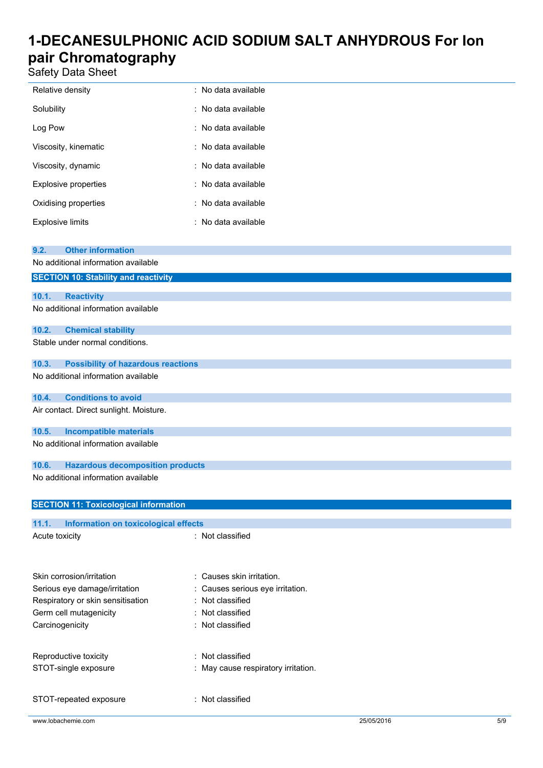| | |
|---|---|
| Relative density | : No data available |
| Solubility | : No data available |
| Log Pow | : No data available |
| Viscosity, kinematic | : No data available |
| Viscosity, dynamic | : No data available |
| Explosive properties | : No data available |
| Oxidising properties | : No data available |
| Explosive limits | : No data available |

### 9.2. Other information

No additional information available

## SECTION 10: Stability and reactivity

### 10.1. Reactivity

No additional information available

### 10.2. Chemical stability

Stable under normal conditions.

### 10.3. Possibility of hazardous reactions

No additional information available

### 10.4. Conditions to avoid

Air contact. Direct sunlight. Moisture.

### 10.5. Incompatible materials

No additional information available

### 10.6. Hazardous decomposition products

No additional information available

## SECTION 11: Toxicological information

### 11.1. Information on toxicological effects

| | |
|---|---|
| Acute toxicity | : Not classified |
| Skin corrosion/irritation | : Causes skin irritation. |
| Serious eye damage/irritation | : Causes serious eye irritation. |
| Respiratory or skin sensitisation | : Not classified |
| Germ cell mutagenicity | : Not classified |
| Carcinogenicity | : Not classified |
| Reproductive toxicity | : Not classified |
| STOT-single exposure | : May cause respiratory irritation. |
| STOT-repeated exposure | : Not classified |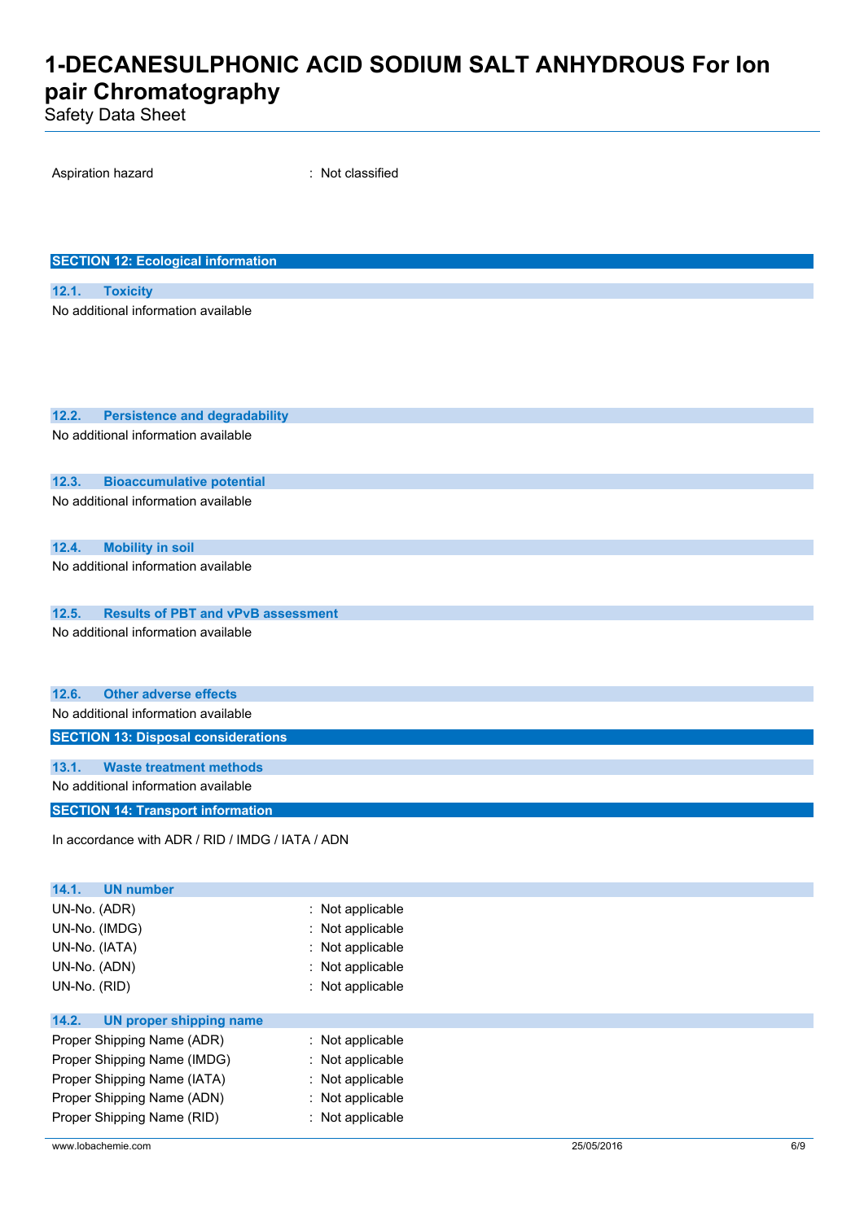Aspiration hazard : Not classified

## SECTION 12: Ecological information

### 12.1. Toxicity

No additional information available

### 12.2. Persistence and degradability

No additional information available

### 12.3. Bioaccumulative potential

No additional information available

### 12.4. Mobility in soil

No additional information available

### 12.5. Results of PBT and vPvB assessment

No additional information available

### 12.6. Other adverse effects

No additional information available

## SECTION 13: Disposal considerations

### 13.1. Waste treatment methods

No additional information available

## SECTION 14: Transport information

In accordance with ADR / RID / IMDG / IATA / ADN

### 14.1. UN number

UN-No. (ADR) : Not applicable
UN-No. (IMDG) : Not applicable
UN-No. (IATA) : Not applicable
UN-No. (ADN) : Not applicable
UN-No. (RID) : Not applicable

### 14.2. UN proper shipping name

Proper Shipping Name (ADR) : Not applicable
Proper Shipping Name (IMDG) : Not applicable
Proper Shipping Name (IATA) : Not applicable
Proper Shipping Name (ADN) : Not applicable
Proper Shipping Name (RID) : Not applicable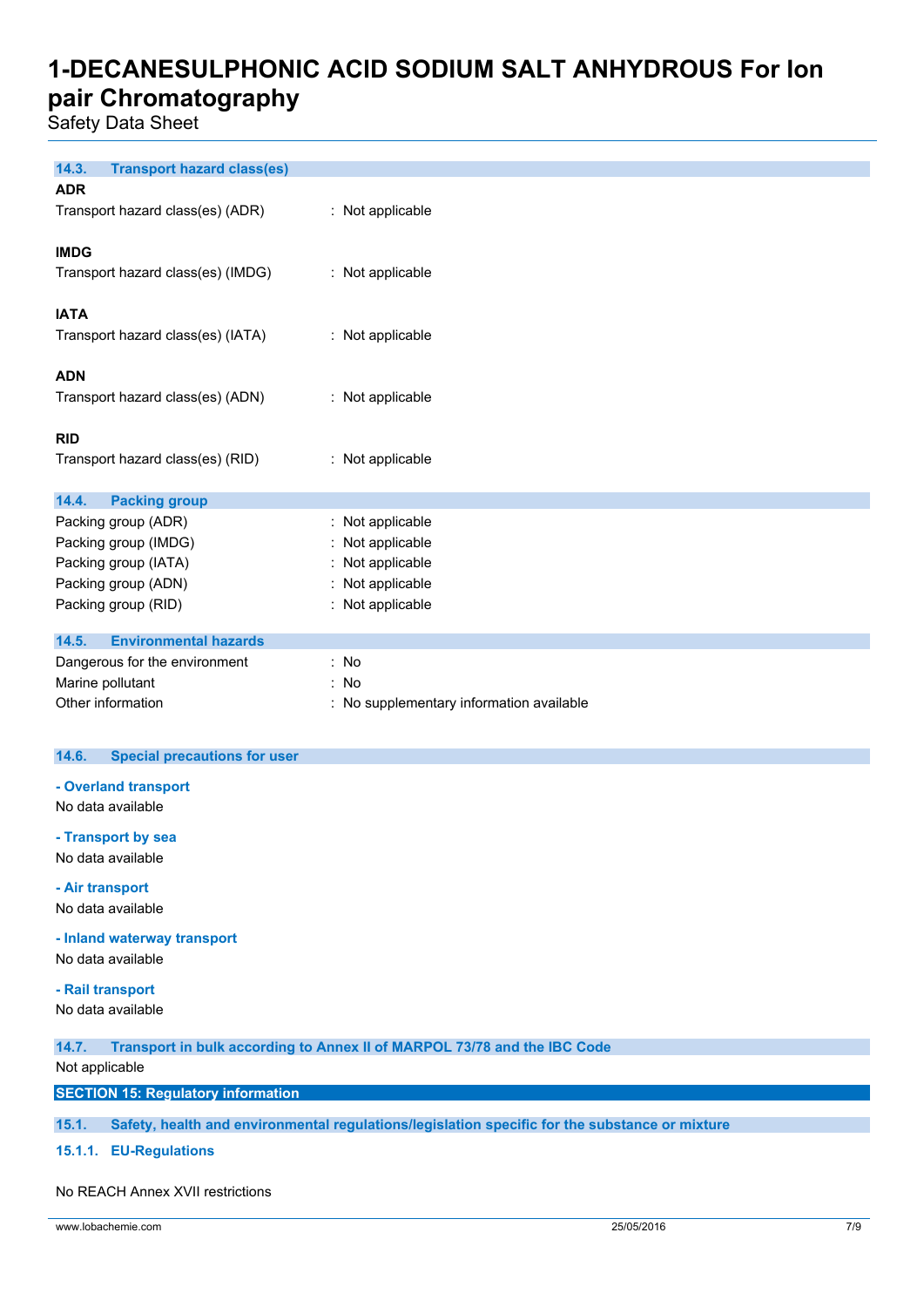### 14.3. Transport hazard class(es)

**ADR**

Transport hazard class(es) (ADR) : Not applicable

**IMDG**

Transport hazard class(es) (IMDG) : Not applicable

**IATA**

Transport hazard class(es) (IATA) : Not applicable

**ADN**

Transport hazard class(es) (ADN) : Not applicable

**RID**

Transport hazard class(es) (RID) : Not applicable

### 14.4. Packing group

Packing group (ADR) : Not applicable
Packing group (IMDG) : Not applicable
Packing group (IATA) : Not applicable
Packing group (ADN) : Not applicable
Packing group (RID) : Not applicable

### 14.5. Environmental hazards

Dangerous for the environment : No
Marine pollutant : No
Other information : No supplementary information available

### 14.6. Special precautions for user

**- Overland transport**

No data available

**- Transport by sea**

No data available

**- Air transport**

No data available

**- Inland waterway transport**

No data available

**- Rail transport**

No data available

### 14.7. Transport in bulk according to Annex II of MARPOL 73/78 and the IBC Code

Not applicable

## SECTION 15: Regulatory information

### 15.1. Safety, health and environmental regulations/legislation specific for the substance or mixture

#### 15.1.1. EU-Regulations

No REACH Annex XVII restrictions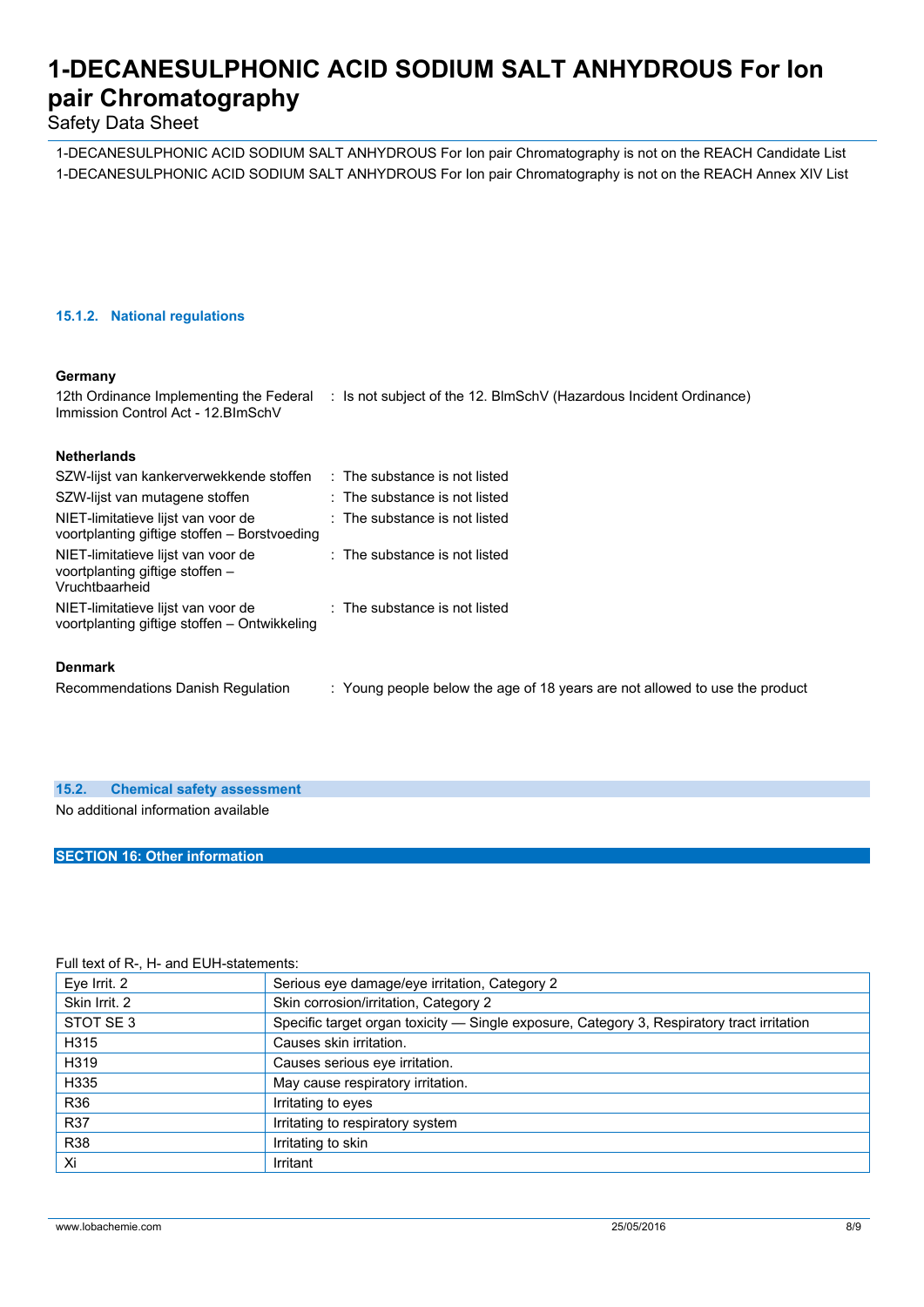1-DECANESULPHONIC ACID SODIUM SALT ANHYDROUS For Ion pair Chromatography is not on the REACH Candidate List
1-DECANESULPHONIC ACID SODIUM SALT ANHYDROUS For Ion pair Chromatography is not on the REACH Annex XIV List

#### 15.1.2. National regulations

**Germany**

| | |
|---|---|
| 12th Ordinance Implementing the Federal Immission Control Act - 12.BImSchV | : Is not subject of the 12. BlmSchV (Hazardous Incident Ordinance) |

**Netherlands**

| | |
|---|---|
| SZW-lijst van kankerverwekkende stoffen | : The substance is not listed |
| SZW-lijst van mutagene stoffen | : The substance is not listed |
| NIET-limitatieve lijst van voor de voortplanting giftige stoffen – Borstvoeding | : The substance is not listed |
| NIET-limitatieve lijst van voor de voortplanting giftige stoffen – Vruchtbaarheid | : The substance is not listed |
| NIET-limitatieve lijst van voor de voortplanting giftige stoffen – Ontwikkeling | : The substance is not listed |

**Denmark**

| | |
|---|---|
| Recommendations Danish Regulation | : Young people below the age of 18 years are not allowed to use the product |

### 15.2. Chemical safety assessment

No additional information available

## SECTION 16: Other information

Full text of R-, H- and EUH-statements:

| | |
|---|---|
| Eye Irrit. 2 | Serious eye damage/eye irritation, Category 2 |
| Skin Irrit. 2 | Skin corrosion/irritation, Category 2 |
| STOT SE 3 | Specific target organ toxicity — Single exposure, Category 3, Respiratory tract irritation |
| H315 | Causes skin irritation. |
| H319 | Causes serious eye irritation. |
| H335 | May cause respiratory irritation. |
| R36 | Irritating to eyes |
| R37 | Irritating to respiratory system |
| R38 | Irritating to skin |
| Xi | Irritant |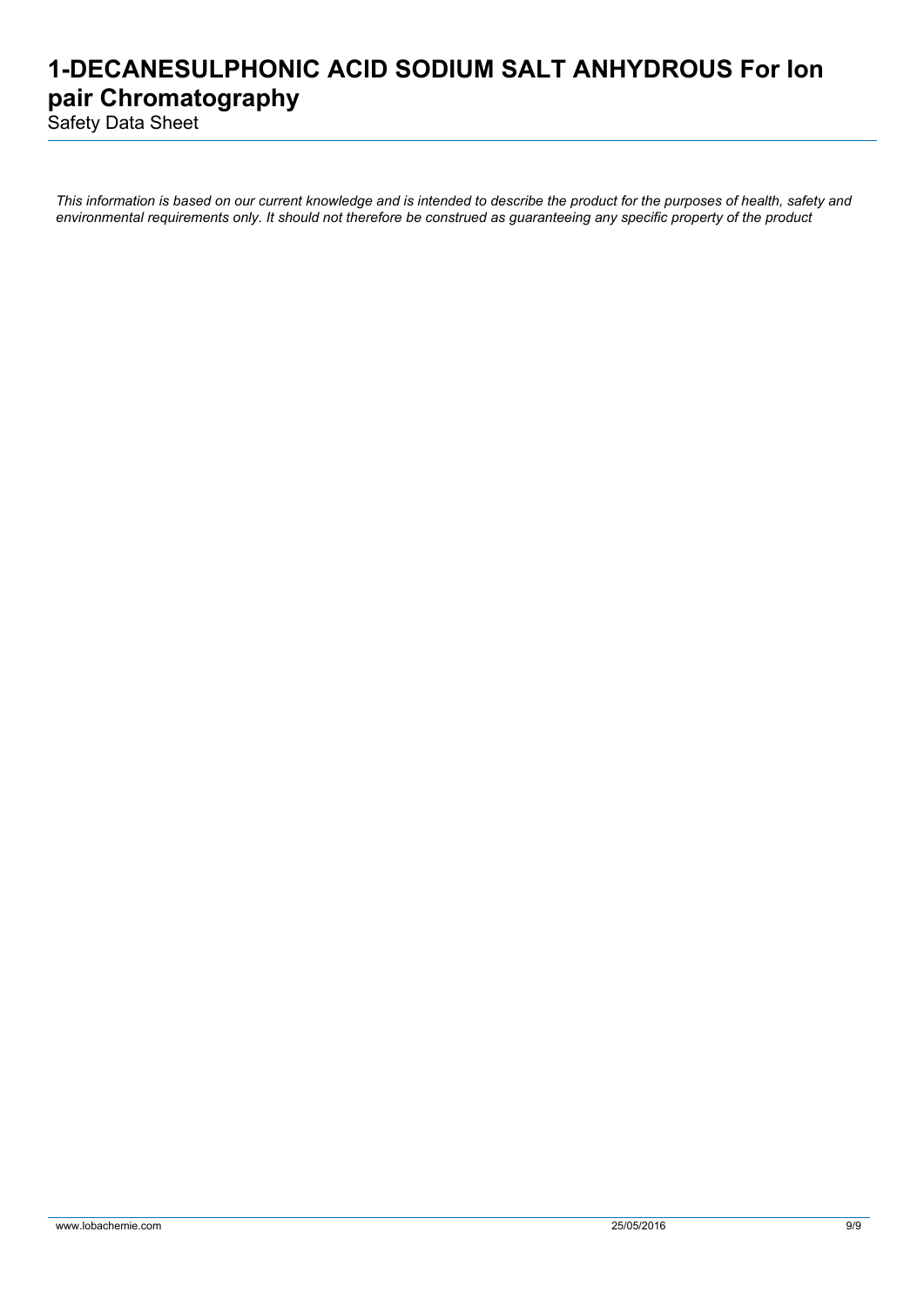*This information is based on our current knowledge and is intended to describe the product for the purposes of health, safety and environmental requirements only. It should not therefore be construed as guaranteeing any specific property of the product*